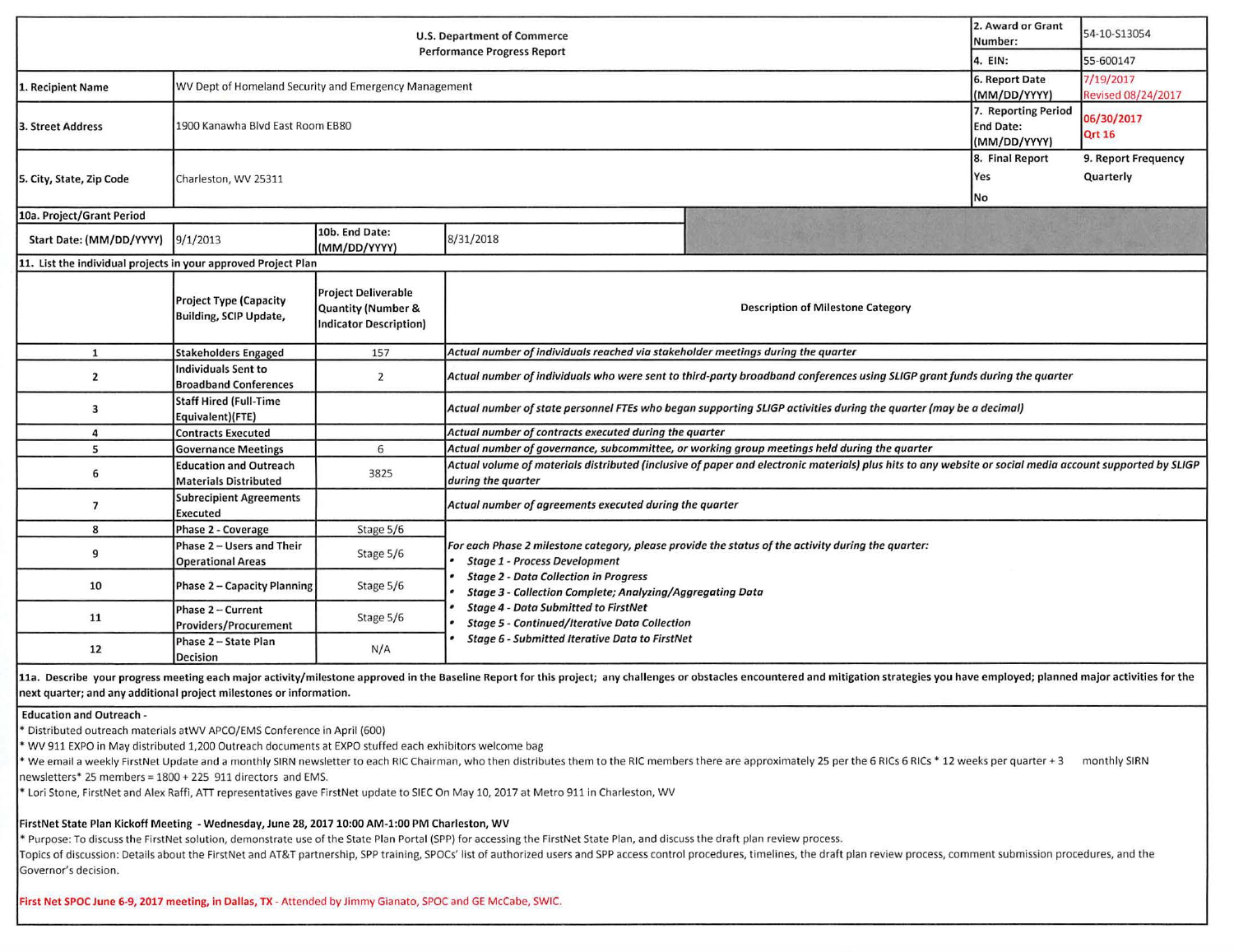| U.S. Department of Commerce Performance Progress Report | | | | 2. Award or Grant Number: | 54-10-S13054 |
|---|---|---|---|---|---|
| | | | | 4. EIN: | 55-600147 |
| 1. Recipient Name | WV Dept of Homeland Security and Emergency Management | | | 6. Report Date (MM/DD/YYYY) | 7/19/2017 Revised 08/24/2017 |
| 3. Street Address | 1900 Kanawha Blvd East Room EB80 | | | 7. Reporting Period End Date: (MM/DD/YYYY) | 06/30/2017 Qrt 16 |
| 5. City, State, Zip Code | Charleston, WV 25311 | | | 8. Final Report Yes No | 9. Report Frequency Quarterly |
| 10a. Project/Grant Period | | | | | |
| Start Date: (MM/DD/YYYY) | 9/1/2013 | 10b. End Date: (MM/DD/YYYY) | 8/31/2018 | | |

**11. List the individual projects in your approved Project Plan**

| | Project Type (Capacity Building, SCIP Update, | Project Deliverable Quantity (Number & Indicator Description) | Description of Milestone Category |
|---|---|---|---|
| 1 | Stakeholders Engaged | 157 | *Actual number of individuals reached via stakeholder meetings during the quarter* |
| 2 | Individuals Sent to Broadband Conferences | 2 | *Actual number of individuals who were sent to third-party broadband conferences using SLIGP grant funds during the quarter* |
| 3 | Staff Hired (Full-Time Equivalent)(FTE) | | *Actual number of state personnel FTEs who began supporting SLIGP activities during the quarter (may be a decimal)* |
| 4 | Contracts Executed | | *Actual number of contracts executed during the quarter* |
| 5 | Governance Meetings | 6 | *Actual number of governance, subcommittee, or working group meetings held during the quarter* |
| 6 | Education and Outreach Materials Distributed | 3825 | *Actual volume of materials distributed (inclusive of paper and electronic materials) plus hits to any website or social media account supported by SLIGP during the quarter* |
| 7 | Subrecipient Agreements Executed | | *Actual number of agreements executed during the quarter* |
| 8 | Phase 2 - Coverage | Stage 5/6 | *For each Phase 2 milestone category, please provide the status of the activity during the quarter:* • *Stage 1 - Process Development* • *Stage 2 - Data Collection in Progress* • *Stage 3 - Collection Complete; Analyzing/Aggregating Data* • *Stage 4 - Data Submitted to FirstNet* • *Stage 5 - Continued/Iterative Data Collection* • *Stage 6 - Submitted Iterative Data to FirstNet* |
| 9 | Phase 2 – Users and Their Operational Areas | Stage 5/6 | |
| 10 | Phase 2 – Capacity Planning | Stage 5/6 | |
| 11 | Phase 2 – Current Providers/Procurement | Stage 5/6 | |
| 12 | Phase 2 – State Plan Decision | N/A | |

**11a. Describe your progress meeting each major activity/milestone approved in the Baseline Report for this project; any challenges or obstacles encountered and mitigation strategies you have employed; planned major activities for the next quarter; and any additional project milestones or information.**

**Education and Outreach -**

* Distributed outreach materials atWV APCO/EMS Conference in April (600)
* WV 911 EXPO in May distributed 1,200 Outreach documents at EXPO stuffed each exhibitors welcome bag
* We email a weekly FirstNet Update and a monthly SIRN newsletter to each RIC Chairman, who then distributes them to the RIC members there are approximately 25 per the 6 RICs 6 RICs * 12 weeks per quarter + 3 monthly SIRN newsletters* 25 members = 1800 + 225 911 directors and EMS.
* Lori Stone, FirstNet and Alex Raffi, ATT representatives gave FirstNet update to SIEC On May 10, 2017 at Metro 911 in Charleston, WV

**FirstNet State Plan Kickoff Meeting - Wednesday, June 28, 2017 10:00 AM-1:00 PM Charleston, WV**

* Purpose: To discuss the FirstNet solution, demonstrate use of the State Plan Portal (SPP) for accessing the FirstNet State Plan, and discuss the draft plan review process.

Topics of discussion: Details about the FirstNet and AT&T partnership, SPP training, SPOCs' list of authorized users and SPP access control procedures, timelines, the draft plan review process, comment submission procedures, and the Governor's decision.

**First Net SPOC June 6-9, 2017 meeting, in Dallas, TX** - Attended by Jimmy Gianato, SPOC and GE McCabe, SWIC.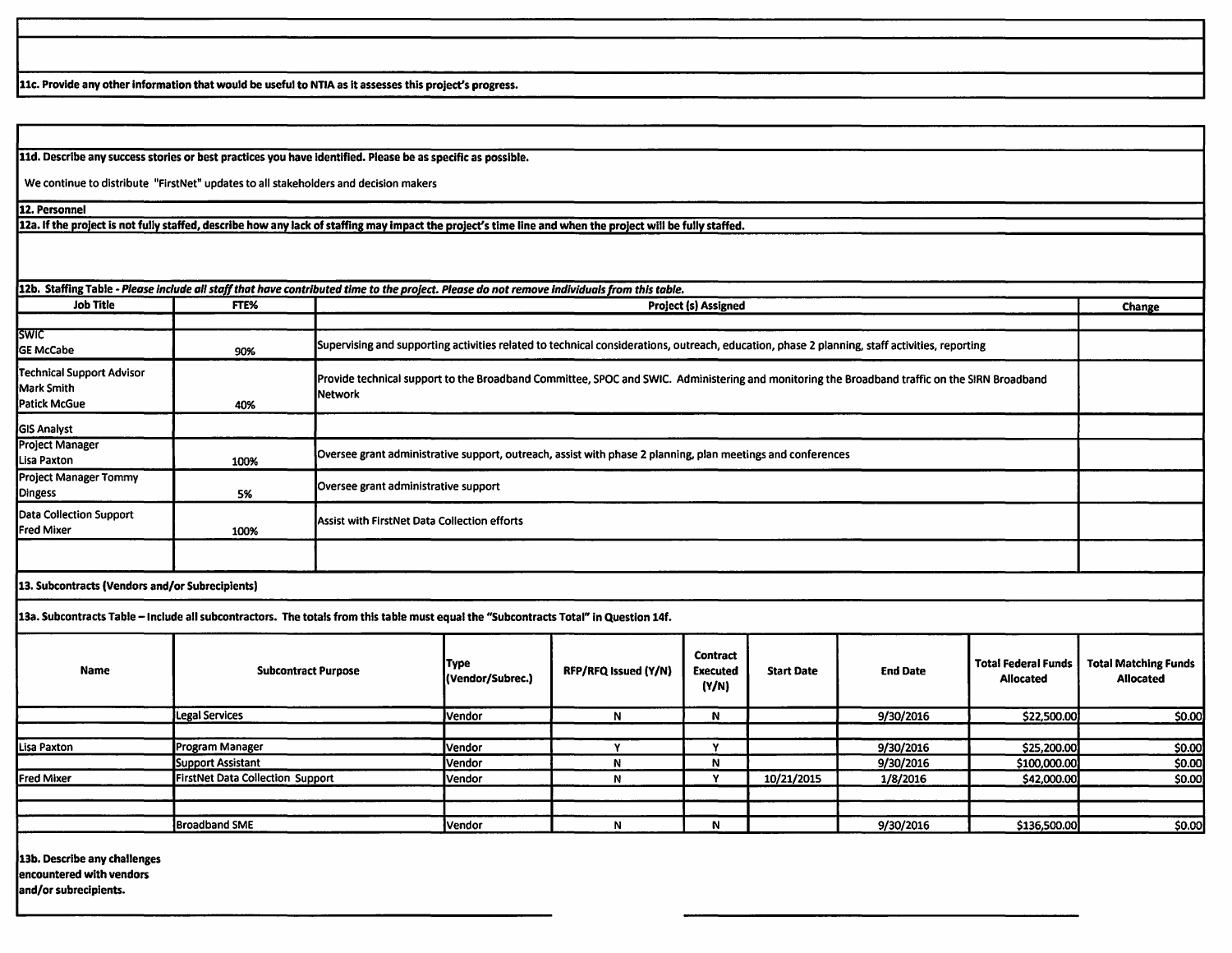**11c. Provide any other information that would be useful to NTIA as it assesses this project's progress.**

**11d. Describe any success stories or best practices you have identified. Please be as specific as possible.**

We continue to distribute "FirstNet" updates to all stakeholders and decision makers

**12. Personnel**

**12a. If the project is not fully staffed, describe how any lack of staffing may impact the project's time line and when the project will be fully staffed.**

**12b. Staffing Table** - *Please include all staff that have contributed time to the project. Please do not remove individuals from this table.*

| Job Title | FTE% | Project (s) Assigned | Change |
|---|---|---|---|
| | | | |
| SWIC GE McCabe | 90% | Supervising and supporting activities related to technical considerations, outreach, education, phase 2 planning, staff activities, reporting | |
| Technical Support Advisor Mark Smith Patick McGue | 40% | Provide technical support to the Broadband Committee, SPOC and SWIC. Administering and monitoring the Broadband traffic on the SIRN Broadband Network | |
| GIS Analyst | | | |
| Project Manager Lisa Paxton | 100% | Oversee grant administrative support, outreach, assist with phase 2 planning, plan meetings and conferences | |
| Project Manager Tommy Dingess | 5% | Oversee grant administrative support | |
| Data Collection Support Fred Mixer | 100% | Assist with FirstNet Data Collection efforts | |
| | | | |

**13. Subcontracts (Vendors and/or Subrecipients)**

**13a. Subcontracts Table – Include all subcontractors. The totals from this table must equal the "Subcontracts Total" in Question 14f.**

| Name | Subcontract Purpose | Type (Vendor/Subrec.) | RFP/RFQ Issued (Y/N) | Contract Executed (Y/N) | Start Date | End Date | Total Federal Funds Allocated | Total Matching Funds Allocated |
|---|---|---|---|---|---|---|---|---|
| | Legal Services | Vendor | N | N | | 9/30/2016 | $22,500.00 | $0.00 |
| | | | | | | | | |
| Lisa Paxton | Program Manager | Vendor | Y | Y | | 9/30/2016 | $25,200.00 | $0.00 |
| | Support Assistant | Vendor | N | N | | 9/30/2016 | $100,000.00 | $0.00 |
| Fred Mixer | FirstNet Data Collection Support | Vendor | N | Y | 10/21/2015 | 1/8/2016 | $42,000.00 | $0.00 |
| | | | | | | | | |
| | | | | | | | | |
| | Broadband SME | Vendor | N | N | | 9/30/2016 | $136,500.00 | $0.00 |

**13b. Describe any challenges encountered with vendors and/or subrecipients.**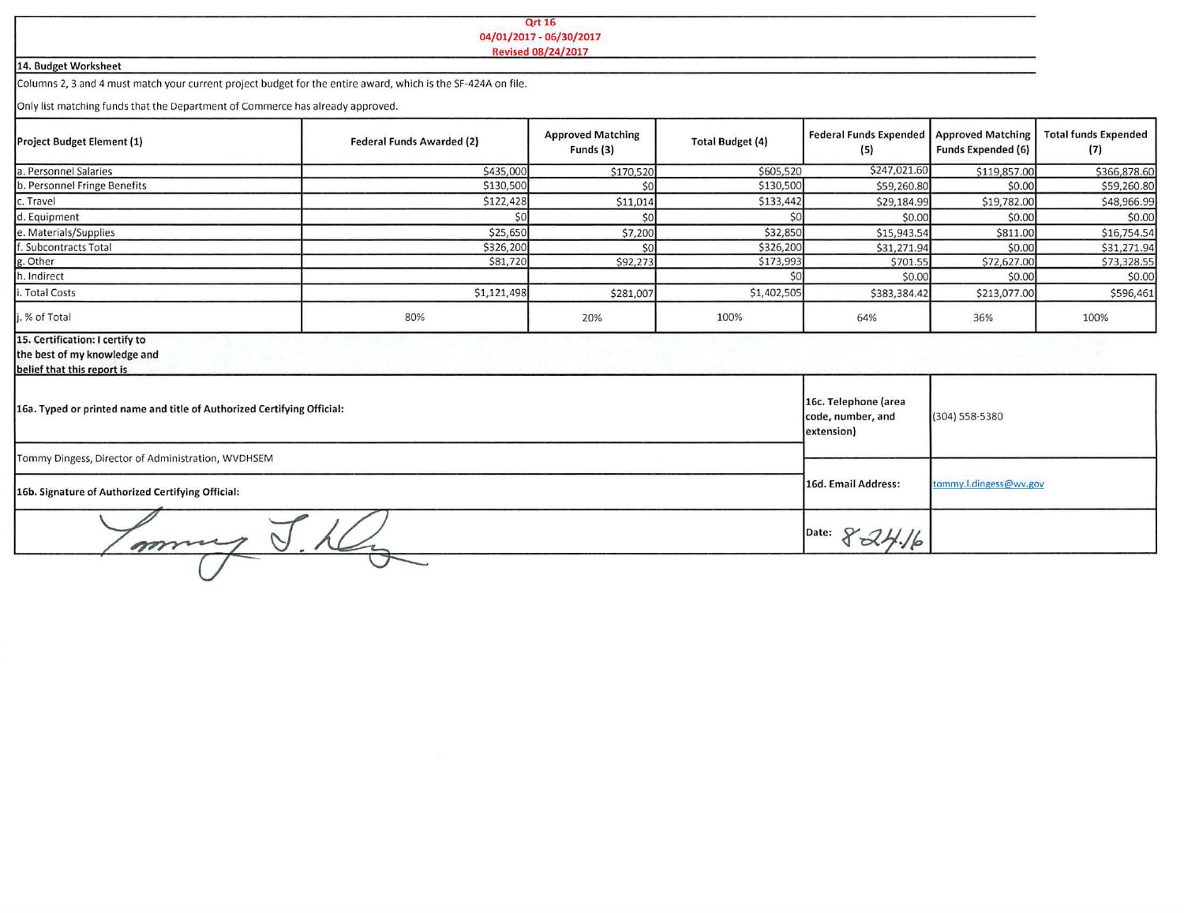Qrt 16
04/01/2017 - 06/30/2017
Revised 08/24/2017

**14. Budget Worksheet**

Columns 2, 3 and 4 must match your current project budget for the entire award, which is the SF-424A on file.

Only list matching funds that the Department of Commerce has already approved.

| Project Budget Element (1) | Federal Funds Awarded (2) | Approved Matching Funds (3) | Total Budget (4) | Federal Funds Expended (5) | Approved Matching Funds Expended (6) | Total funds Expended (7) |
|---|---|---|---|---|---|---|
| a. Personnel Salaries | $435,000 | $170,520 | $605,520 | $247,021.60 | $119,857.00 | $366,878.60 |
| b. Personnel Fringe Benefits | $130,500 | $0 | $130,500 | $59,260.80 | $0.00 | $59,260.80 |
| c. Travel | $122,428 | $11,014 | $133,442 | $29,184.99 | $19,782.00 | $48,966.99 |
| d. Equipment | $0 | $0 | $0 | $0.00 | $0.00 | $0.00 |
| e. Materials/Supplies | $25,650 | $7,200 | $32,850 | $15,943.54 | $811.00 | $16,754.54 |
| f. Subcontracts Total | $326,200 | $0 | $326,200 | $31,271.94 | $0.00 | $31,271.94 |
| g. Other | $81,720 | $92,273 | $173,993 | $701.55 | $72,627.00 | $73,328.55 |
| h. Indirect | | | $0 | $0.00 | $0.00 | $0.00 |
| i. Total Costs | $1,121,498 | $281,007 | $1,402,505 | $383,384.42 | $213,077.00 | $596,461 |
| j. % of Total | 80% | 20% | 100% | 64% | 36% | 100% |

**15. Certification: I certify to the best of my knowledge and belief that this report is**

| | | |
|---|---|---|
| **16a. Typed or printed name and title of Authorized Certifying Official:** | **16c. Telephone (area code, number, and extension)** | (304) 558-5380 |
| Tommy Dingess, Director of Administration, WVDHSEM | | |
| **16b. Signature of Authorized Certifying Official:** | **16d. Email Address:** | tommy.l.dingess@wv.gov |
| Tommy J. Dingess | Date: 8-24-16 | |